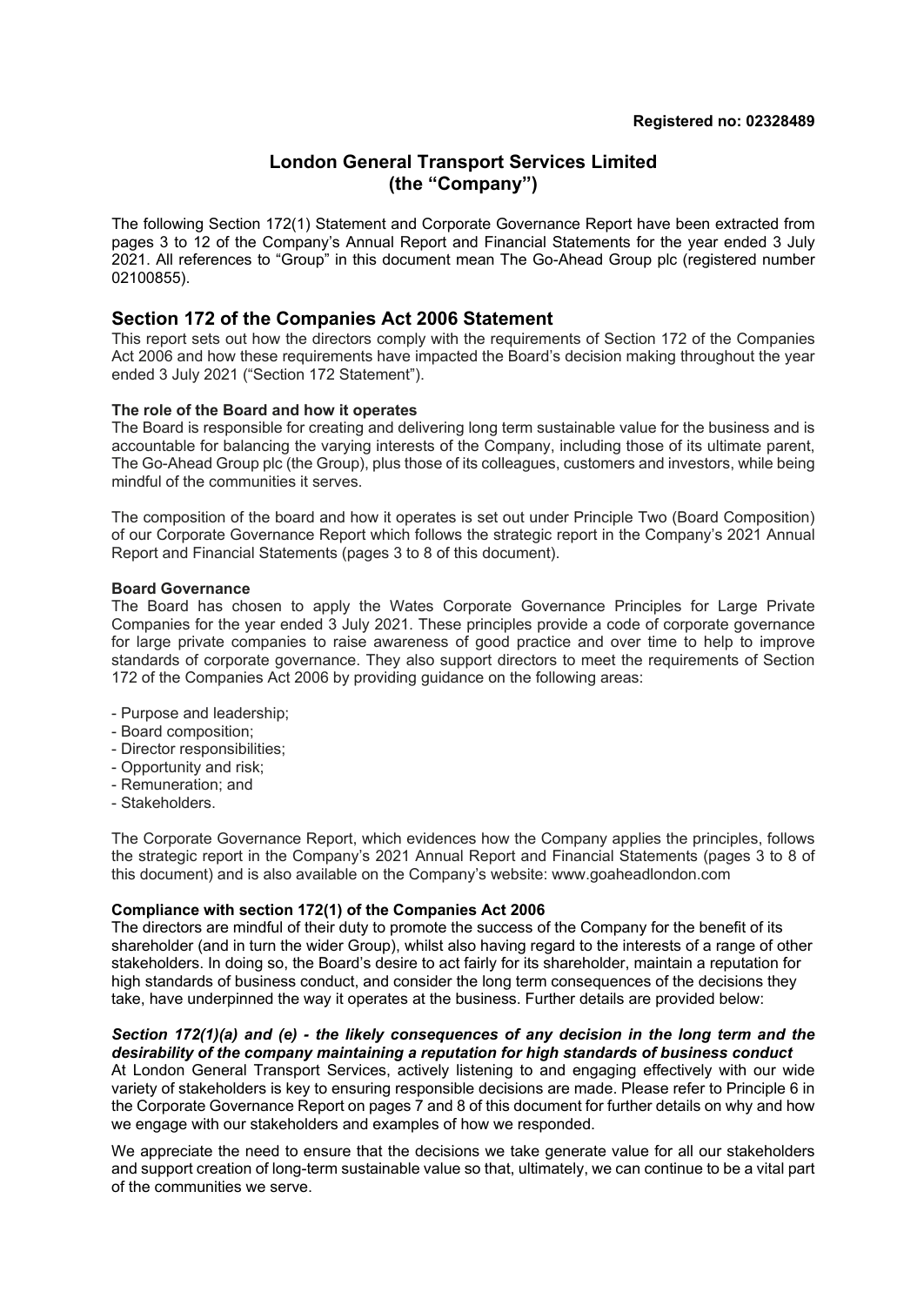**Registered no: 02328489**

# London General Transport Services Limited (the "Company")

The following Section 172(1) Statement and Corporate Governance Report have been extracted from pages 3 to 12 of the Company's Annual Report and Financial Statements for the year ended 3 July 2021. All references to "Group" in this document mean The Go-Ahead Group plc (registered number 02100855).

## Section 172 of the Companies Act 2006 Statement

This report sets out how the directors comply with the requirements of Section 172 of the Companies Act 2006 and how these requirements have impacted the Board's decision making throughout the year ended 3 July 2021 ("Section 172 Statement").

**The role of the Board and how it operates**

The Board is responsible for creating and delivering long term sustainable value for the business and is accountable for balancing the varying interests of the Company, including those of its ultimate parent, The Go-Ahead Group plc (the Group), plus those of its colleagues, customers and investors, while being mindful of the communities it serves.

The composition of the board and how it operates is set out under Principle Two (Board Composition) of our Corporate Governance Report which follows the strategic report in the Company's 2021 Annual Report and Financial Statements (pages 3 to 8 of this document).

**Board Governance**

The Board has chosen to apply the Wates Corporate Governance Principles for Large Private Companies for the year ended 3 July 2021. These principles provide a code of corporate governance for large private companies to raise awareness of good practice and over time to help to improve standards of corporate governance. They also support directors to meet the requirements of Section 172 of the Companies Act 2006 by providing guidance on the following areas:

- Purpose and leadership;
- Board composition;
- Director responsibilities;
- Opportunity and risk;
- Remuneration; and
- Stakeholders.

The Corporate Governance Report, which evidences how the Company applies the principles, follows the strategic report in the Company's 2021 Annual Report and Financial Statements (pages 3 to 8 of this document) and is also available on the Company's website: www.goaheadlondon.com

**Compliance with section 172(1) of the Companies Act 2006**

The directors are mindful of their duty to promote the success of the Company for the benefit of its shareholder (and in turn the wider Group), whilst also having regard to the interests of a range of other stakeholders. In doing so, the Board's desire to act fairly for its shareholder, maintain a reputation for high standards of business conduct, and consider the long term consequences of the decisions they take, have underpinned the way it operates at the business. Further details are provided below:

***Section 172(1)(a) and (e) - the likely consequences of any decision in the long term and the desirability of the company maintaining a reputation for high standards of business conduct***

At London General Transport Services, actively listening to and engaging effectively with our wide variety of stakeholders is key to ensuring responsible decisions are made. Please refer to Principle 6 in the Corporate Governance Report on pages 7 and 8 of this document for further details on why and how we engage with our stakeholders and examples of how we responded.

We appreciate the need to ensure that the decisions we take generate value for all our stakeholders and support creation of long-term sustainable value so that, ultimately, we can continue to be a vital part of the communities we serve.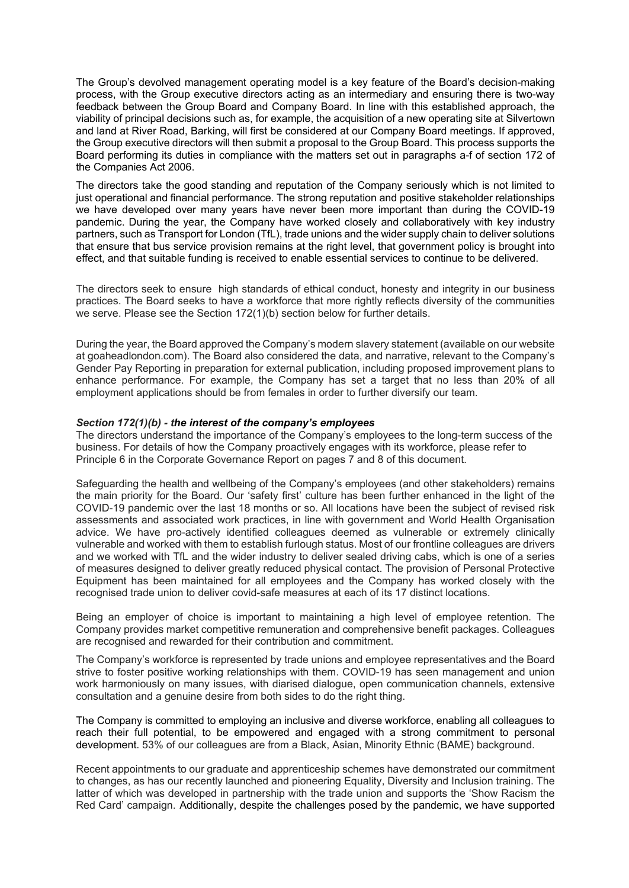The Group's devolved management operating model is a key feature of the Board's decision-making process, with the Group executive directors acting as an intermediary and ensuring there is two-way feedback between the Group Board and Company Board. In line with this established approach, the viability of principal decisions such as, for example, the acquisition of a new operating site at Silvertown and land at River Road, Barking, will first be considered at our Company Board meetings. If approved, the Group executive directors will then submit a proposal to the Group Board. This process supports the Board performing its duties in compliance with the matters set out in paragraphs a-f of section 172 of the Companies Act 2006.

The directors take the good standing and reputation of the Company seriously which is not limited to just operational and financial performance. The strong reputation and positive stakeholder relationships we have developed over many years have never been more important than during the COVID-19 pandemic. During the year, the Company have worked closely and collaboratively with key industry partners, such as Transport for London (TfL), trade unions and the wider supply chain to deliver solutions that ensure that bus service provision remains at the right level, that government policy is brought into effect, and that suitable funding is received to enable essential services to continue to be delivered.

The directors seek to ensure high standards of ethical conduct, honesty and integrity in our business practices. The Board seeks to have a workforce that more rightly reflects diversity of the communities we serve. Please see the Section 172(1)(b) section below for further details.

During the year, the Board approved the Company's modern slavery statement (available on our website at goaheadlondon.com). The Board also considered the data, and narrative, relevant to the Company's Gender Pay Reporting in preparation for external publication, including proposed improvement plans to enhance performance. For example, the Company has set a target that no less than 20% of all employment applications should be from females in order to further diversify our team.

***Section 172(1)(b) - the interest of the company's employees***

The directors understand the importance of the Company's employees to the long-term success of the business. For details of how the Company proactively engages with its workforce, please refer to Principle 6 in the Corporate Governance Report on pages 7 and 8 of this document.

Safeguarding the health and wellbeing of the Company's employees (and other stakeholders) remains the main priority for the Board. Our 'safety first' culture has been further enhanced in the light of the COVID-19 pandemic over the last 18 months or so. All locations have been the subject of revised risk assessments and associated work practices, in line with government and World Health Organisation advice. We have pro-actively identified colleagues deemed as vulnerable or extremely clinically vulnerable and worked with them to establish furlough status. Most of our frontline colleagues are drivers and we worked with TfL and the wider industry to deliver sealed driving cabs, which is one of a series of measures designed to deliver greatly reduced physical contact. The provision of Personal Protective Equipment has been maintained for all employees and the Company has worked closely with the recognised trade union to deliver covid-safe measures at each of its 17 distinct locations.

Being an employer of choice is important to maintaining a high level of employee retention. The Company provides market competitive remuneration and comprehensive benefit packages. Colleagues are recognised and rewarded for their contribution and commitment.

The Company's workforce is represented by trade unions and employee representatives and the Board strive to foster positive working relationships with them. COVID-19 has seen management and union work harmoniously on many issues, with diarised dialogue, open communication channels, extensive consultation and a genuine desire from both sides to do the right thing.

The Company is committed to employing an inclusive and diverse workforce, enabling all colleagues to reach their full potential, to be empowered and engaged with a strong commitment to personal development. 53% of our colleagues are from a Black, Asian, Minority Ethnic (BAME) background.

Recent appointments to our graduate and apprenticeship schemes have demonstrated our commitment to changes, as has our recently launched and pioneering Equality, Diversity and Inclusion training. The latter of which was developed in partnership with the trade union and supports the 'Show Racism the Red Card' campaign. Additionally, despite the challenges posed by the pandemic, we have supported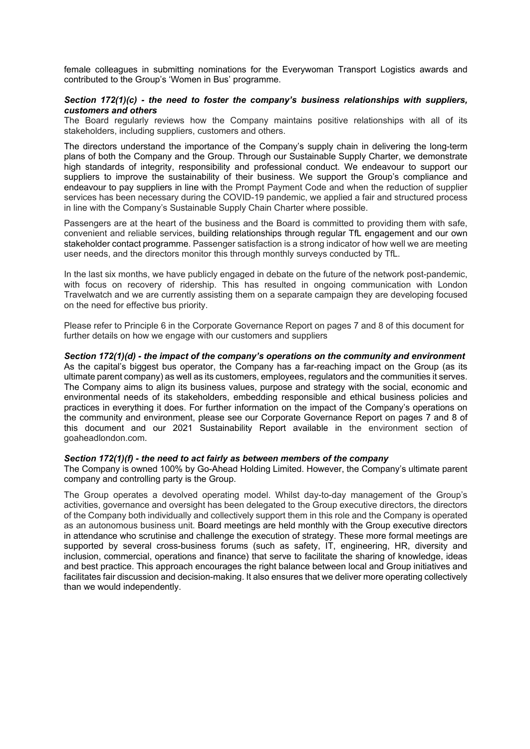female colleagues in submitting nominations for the Everywoman Transport Logistics awards and contributed to the Group's 'Women in Bus' programme.

***Section 172(1)(c) - the need to foster the company's business relationships with suppliers, customers and others***

The Board regularly reviews how the Company maintains positive relationships with all of its stakeholders, including suppliers, customers and others.

The directors understand the importance of the Company's supply chain in delivering the long-term plans of both the Company and the Group. Through our Sustainable Supply Charter, we demonstrate high standards of integrity, responsibility and professional conduct. We endeavour to support our suppliers to improve the sustainability of their business. We support the Group's compliance and endeavour to pay suppliers in line with the Prompt Payment Code and when the reduction of supplier services has been necessary during the COVID-19 pandemic, we applied a fair and structured process in line with the Company's Sustainable Supply Chain Charter where possible.

Passengers are at the heart of the business and the Board is committed to providing them with safe, convenient and reliable services, building relationships through regular TfL engagement and our own stakeholder contact programme. Passenger satisfaction is a strong indicator of how well we are meeting user needs, and the directors monitor this through monthly surveys conducted by TfL.

In the last six months, we have publicly engaged in debate on the future of the network post-pandemic, with focus on recovery of ridership. This has resulted in ongoing communication with London Travelwatch and we are currently assisting them on a separate campaign they are developing focused on the need for effective bus priority.

Please refer to Principle 6 in the Corporate Governance Report on pages 7 and 8 of this document for further details on how we engage with our customers and suppliers

***Section 172(1)(d) - the impact of the company's operations on the community and environment***

As the capital's biggest bus operator, the Company has a far-reaching impact on the Group (as its ultimate parent company) as well as its customers, employees, regulators and the communities it serves. The Company aims to align its business values, purpose and strategy with the social, economic and environmental needs of its stakeholders, embedding responsible and ethical business policies and practices in everything it does. For further information on the impact of the Company's operations on the community and environment, please see our Corporate Governance Report on pages 7 and 8 of this document and our 2021 Sustainability Report available in the environment section of goaheadlondon.com.

***Section 172(1)(f) - the need to act fairly as between members of the company***

The Company is owned 100% by Go-Ahead Holding Limited. However, the Company's ultimate parent company and controlling party is the Group.

The Group operates a devolved operating model. Whilst day-to-day management of the Group's activities, governance and oversight has been delegated to the Group executive directors, the directors of the Company both individually and collectively support them in this role and the Company is operated as an autonomous business unit. Board meetings are held monthly with the Group executive directors in attendance who scrutinise and challenge the execution of strategy. These more formal meetings are supported by several cross-business forums (such as safety, IT, engineering, HR, diversity and inclusion, commercial, operations and finance) that serve to facilitate the sharing of knowledge, ideas and best practice. This approach encourages the right balance between local and Group initiatives and facilitates fair discussion and decision-making. It also ensures that we deliver more operating collectively than we would independently.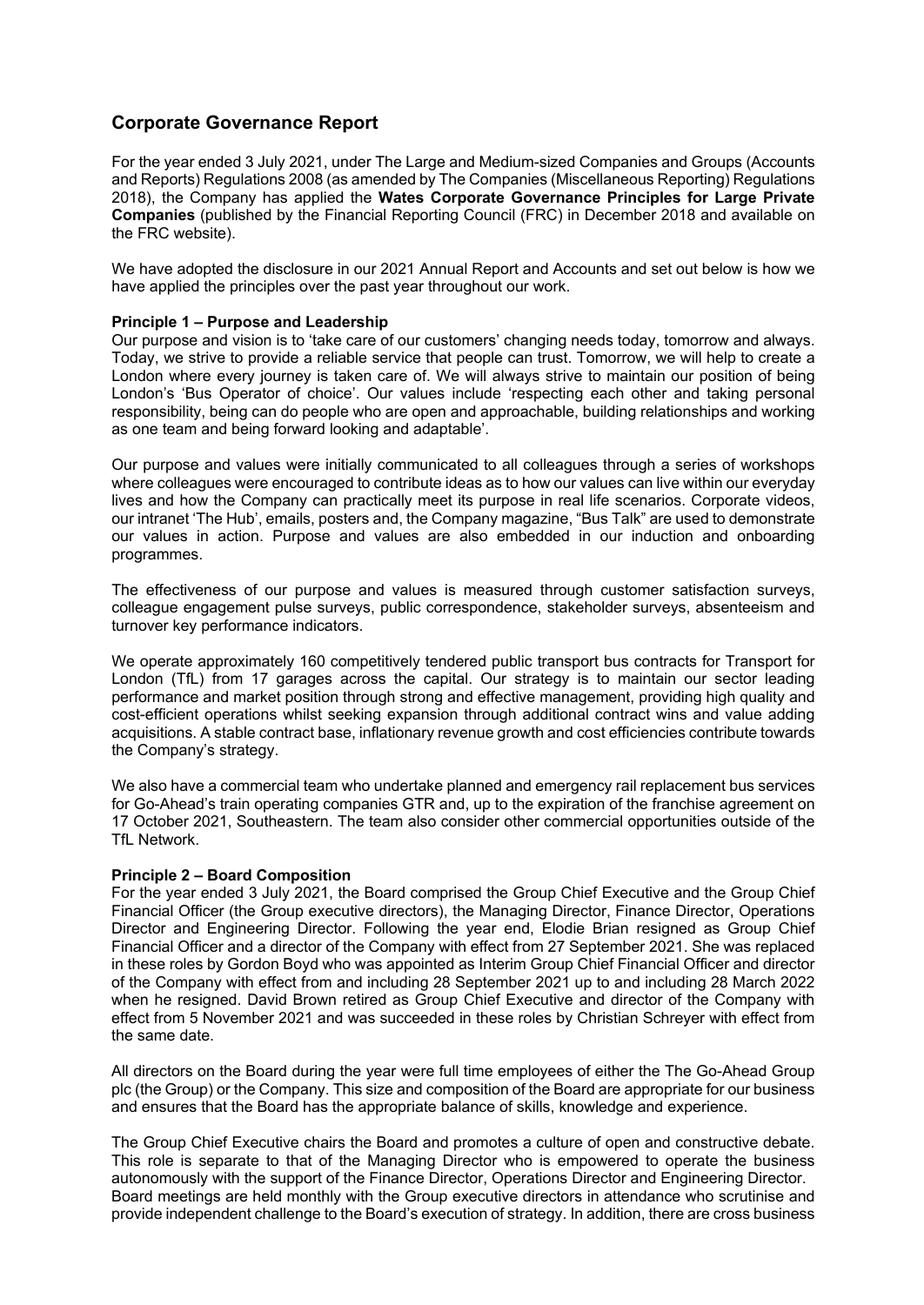## Corporate Governance Report

For the year ended 3 July 2021, under The Large and Medium-sized Companies and Groups (Accounts and Reports) Regulations 2008 (as amended by The Companies (Miscellaneous Reporting) Regulations 2018), the Company has applied the **Wates Corporate Governance Principles for Large Private Companies** (published by the Financial Reporting Council (FRC) in December 2018 and available on the FRC website).

We have adopted the disclosure in our 2021 Annual Report and Accounts and set out below is how we have applied the principles over the past year throughout our work.

**Principle 1 – Purpose and Leadership**
Our purpose and vision is to 'take care of our customers' changing needs today, tomorrow and always. Today, we strive to provide a reliable service that people can trust. Tomorrow, we will help to create a London where every journey is taken care of. We will always strive to maintain our position of being London's 'Bus Operator of choice'. Our values include 'respecting each other and taking personal responsibility, being can do people who are open and approachable, building relationships and working as one team and being forward looking and adaptable'.

Our purpose and values were initially communicated to all colleagues through a series of workshops where colleagues were encouraged to contribute ideas as to how our values can live within our everyday lives and how the Company can practically meet its purpose in real life scenarios. Corporate videos, our intranet 'The Hub', emails, posters and, the Company magazine, "Bus Talk" are used to demonstrate our values in action. Purpose and values are also embedded in our induction and onboarding programmes.

The effectiveness of our purpose and values is measured through customer satisfaction surveys, colleague engagement pulse surveys, public correspondence, stakeholder surveys, absenteeism and turnover key performance indicators.

We operate approximately 160 competitively tendered public transport bus contracts for Transport for London (TfL) from 17 garages across the capital. Our strategy is to maintain our sector leading performance and market position through strong and effective management, providing high quality and cost-efficient operations whilst seeking expansion through additional contract wins and value adding acquisitions. A stable contract base, inflationary revenue growth and cost efficiencies contribute towards the Company's strategy.

We also have a commercial team who undertake planned and emergency rail replacement bus services for Go-Ahead's train operating companies GTR and, up to the expiration of the franchise agreement on 17 October 2021, Southeastern. The team also consider other commercial opportunities outside of the TfL Network.

**Principle 2 – Board Composition**
For the year ended 3 July 2021, the Board comprised the Group Chief Executive and the Group Chief Financial Officer (the Group executive directors), the Managing Director, Finance Director, Operations Director and Engineering Director. Following the year end, Elodie Brian resigned as Group Chief Financial Officer and a director of the Company with effect from 27 September 2021. She was replaced in these roles by Gordon Boyd who was appointed as Interim Group Chief Financial Officer and director of the Company with effect from and including 28 September 2021 up to and including 28 March 2022 when he resigned. David Brown retired as Group Chief Executive and director of the Company with effect from 5 November 2021 and was succeeded in these roles by Christian Schreyer with effect from the same date.

All directors on the Board during the year were full time employees of either the The Go-Ahead Group plc (the Group) or the Company. This size and composition of the Board are appropriate for our business and ensures that the Board has the appropriate balance of skills, knowledge and experience.

The Group Chief Executive chairs the Board and promotes a culture of open and constructive debate. This role is separate to that of the Managing Director who is empowered to operate the business autonomously with the support of the Finance Director, Operations Director and Engineering Director. Board meetings are held monthly with the Group executive directors in attendance who scrutinise and provide independent challenge to the Board's execution of strategy. In addition, there are cross business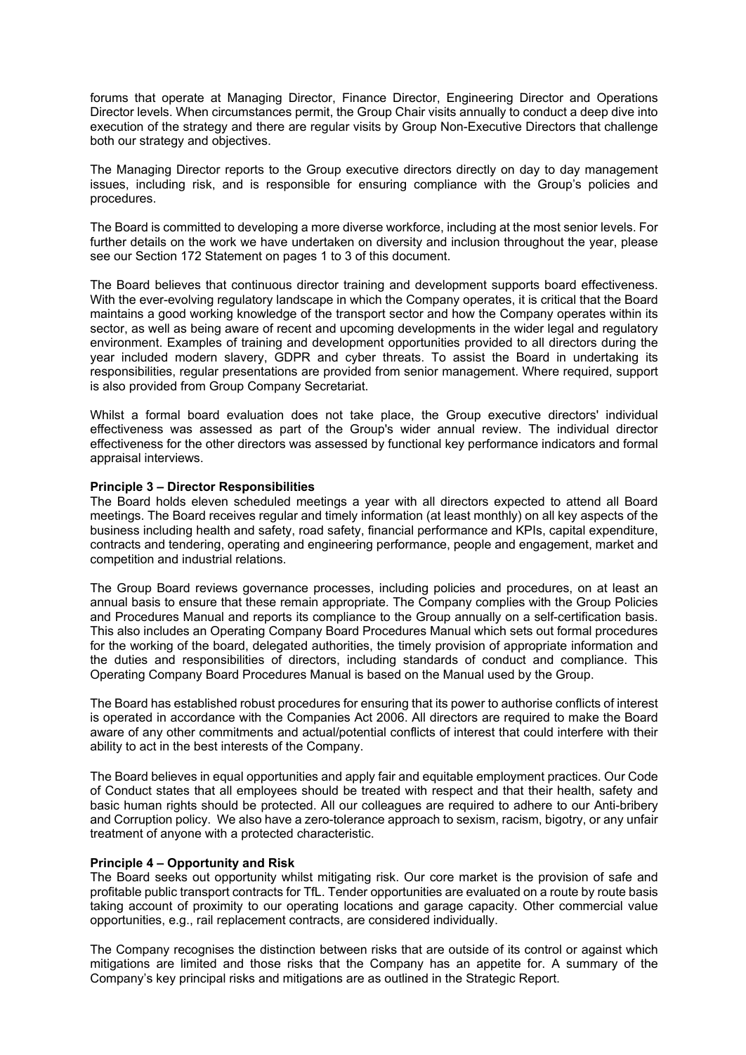forums that operate at Managing Director, Finance Director, Engineering Director and Operations Director levels. When circumstances permit, the Group Chair visits annually to conduct a deep dive into execution of the strategy and there are regular visits by Group Non-Executive Directors that challenge both our strategy and objectives.

The Managing Director reports to the Group executive directors directly on day to day management issues, including risk, and is responsible for ensuring compliance with the Group's policies and procedures.

The Board is committed to developing a more diverse workforce, including at the most senior levels. For further details on the work we have undertaken on diversity and inclusion throughout the year, please see our Section 172 Statement on pages 1 to 3 of this document.

The Board believes that continuous director training and development supports board effectiveness. With the ever-evolving regulatory landscape in which the Company operates, it is critical that the Board maintains a good working knowledge of the transport sector and how the Company operates within its sector, as well as being aware of recent and upcoming developments in the wider legal and regulatory environment. Examples of training and development opportunities provided to all directors during the year included modern slavery, GDPR and cyber threats. To assist the Board in undertaking its responsibilities, regular presentations are provided from senior management. Where required, support is also provided from Group Company Secretariat.

Whilst a formal board evaluation does not take place, the Group executive directors' individual effectiveness was assessed as part of the Group's wider annual review. The individual director effectiveness for the other directors was assessed by functional key performance indicators and formal appraisal interviews.

**Principle 3 – Director Responsibilities**
The Board holds eleven scheduled meetings a year with all directors expected to attend all Board meetings. The Board receives regular and timely information (at least monthly) on all key aspects of the business including health and safety, road safety, financial performance and KPIs, capital expenditure, contracts and tendering, operating and engineering performance, people and engagement, market and competition and industrial relations.

The Group Board reviews governance processes, including policies and procedures, on at least an annual basis to ensure that these remain appropriate. The Company complies with the Group Policies and Procedures Manual and reports its compliance to the Group annually on a self-certification basis. This also includes an Operating Company Board Procedures Manual which sets out formal procedures for the working of the board, delegated authorities, the timely provision of appropriate information and the duties and responsibilities of directors, including standards of conduct and compliance. This Operating Company Board Procedures Manual is based on the Manual used by the Group.

The Board has established robust procedures for ensuring that its power to authorise conflicts of interest is operated in accordance with the Companies Act 2006. All directors are required to make the Board aware of any other commitments and actual/potential conflicts of interest that could interfere with their ability to act in the best interests of the Company.

The Board believes in equal opportunities and apply fair and equitable employment practices. Our Code of Conduct states that all employees should be treated with respect and that their health, safety and basic human rights should be protected. All our colleagues are required to adhere to our Anti-bribery and Corruption policy. We also have a zero-tolerance approach to sexism, racism, bigotry, or any unfair treatment of anyone with a protected characteristic.

**Principle 4 – Opportunity and Risk**
The Board seeks out opportunity whilst mitigating risk. Our core market is the provision of safe and profitable public transport contracts for TfL. Tender opportunities are evaluated on a route by route basis taking account of proximity to our operating locations and garage capacity. Other commercial value opportunities, e.g., rail replacement contracts, are considered individually.

The Company recognises the distinction between risks that are outside of its control or against which mitigations are limited and those risks that the Company has an appetite for. A summary of the Company's key principal risks and mitigations are as outlined in the Strategic Report.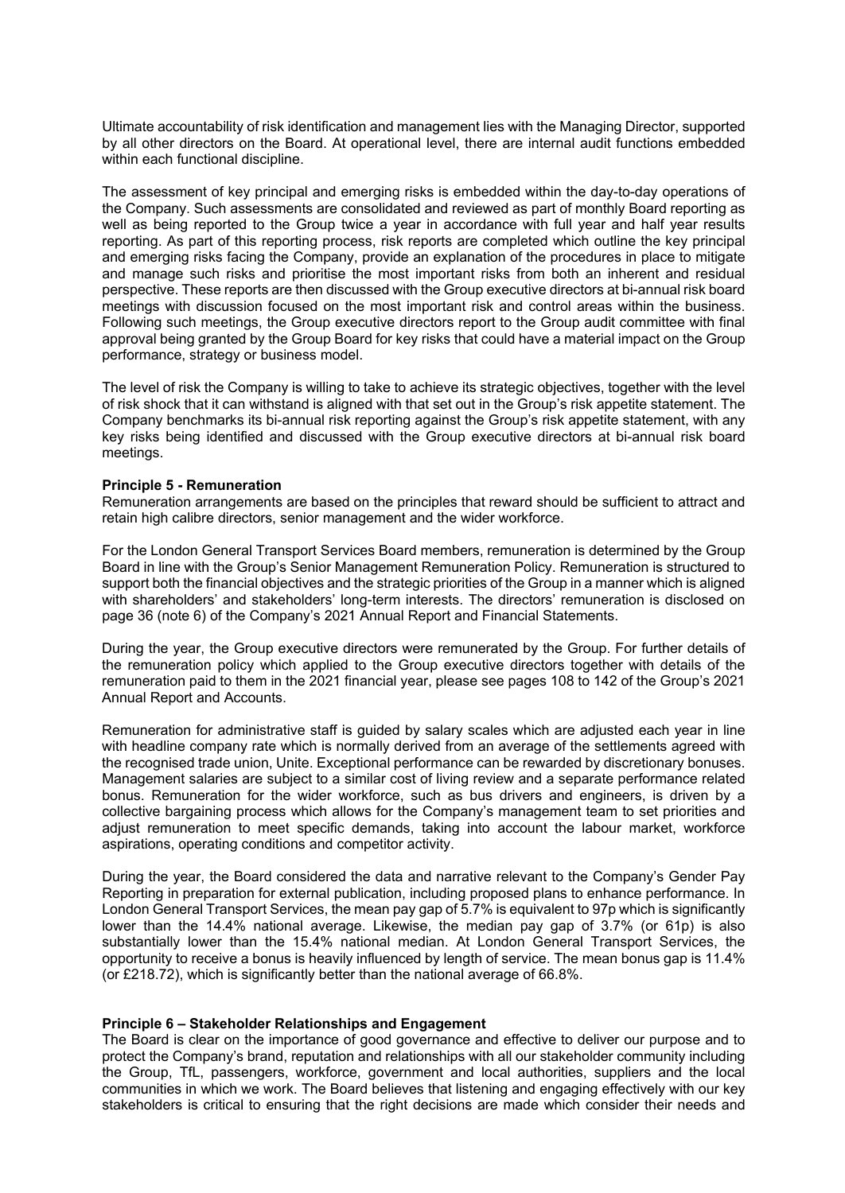Ultimate accountability of risk identification and management lies with the Managing Director, supported by all other directors on the Board. At operational level, there are internal audit functions embedded within each functional discipline.

The assessment of key principal and emerging risks is embedded within the day-to-day operations of the Company. Such assessments are consolidated and reviewed as part of monthly Board reporting as well as being reported to the Group twice a year in accordance with full year and half year results reporting. As part of this reporting process, risk reports are completed which outline the key principal and emerging risks facing the Company, provide an explanation of the procedures in place to mitigate and manage such risks and prioritise the most important risks from both an inherent and residual perspective. These reports are then discussed with the Group executive directors at bi-annual risk board meetings with discussion focused on the most important risk and control areas within the business. Following such meetings, the Group executive directors report to the Group audit committee with final approval being granted by the Group Board for key risks that could have a material impact on the Group performance, strategy or business model.

The level of risk the Company is willing to take to achieve its strategic objectives, together with the level of risk shock that it can withstand is aligned with that set out in the Group's risk appetite statement. The Company benchmarks its bi-annual risk reporting against the Group's risk appetite statement, with any key risks being identified and discussed with the Group executive directors at bi-annual risk board meetings.

**Principle 5 - Remuneration**

Remuneration arrangements are based on the principles that reward should be sufficient to attract and retain high calibre directors, senior management and the wider workforce.

For the London General Transport Services Board members, remuneration is determined by the Group Board in line with the Group's Senior Management Remuneration Policy. Remuneration is structured to support both the financial objectives and the strategic priorities of the Group in a manner which is aligned with shareholders' and stakeholders' long-term interests. The directors' remuneration is disclosed on page 36 (note 6) of the Company's 2021 Annual Report and Financial Statements.

During the year, the Group executive directors were remunerated by the Group. For further details of the remuneration policy which applied to the Group executive directors together with details of the remuneration paid to them in the 2021 financial year, please see pages 108 to 142 of the Group's 2021 Annual Report and Accounts.

Remuneration for administrative staff is guided by salary scales which are adjusted each year in line with headline company rate which is normally derived from an average of the settlements agreed with the recognised trade union, Unite. Exceptional performance can be rewarded by discretionary bonuses. Management salaries are subject to a similar cost of living review and a separate performance related bonus. Remuneration for the wider workforce, such as bus drivers and engineers, is driven by a collective bargaining process which allows for the Company's management team to set priorities and adjust remuneration to meet specific demands, taking into account the labour market, workforce aspirations, operating conditions and competitor activity.

During the year, the Board considered the data and narrative relevant to the Company's Gender Pay Reporting in preparation for external publication, including proposed plans to enhance performance. In London General Transport Services, the mean pay gap of 5.7% is equivalent to 97p which is significantly lower than the 14.4% national average. Likewise, the median pay gap of 3.7% (or 61p) is also substantially lower than the 15.4% national median. At London General Transport Services, the opportunity to receive a bonus is heavily influenced by length of service. The mean bonus gap is 11.4% (or £218.72), which is significantly better than the national average of 66.8%.

**Principle 6 – Stakeholder Relationships and Engagement**

The Board is clear on the importance of good governance and effective to deliver our purpose and to protect the Company's brand, reputation and relationships with all our stakeholder community including the Group, TfL, passengers, workforce, government and local authorities, suppliers and the local communities in which we work. The Board believes that listening and engaging effectively with our key stakeholders is critical to ensuring that the right decisions are made which consider their needs and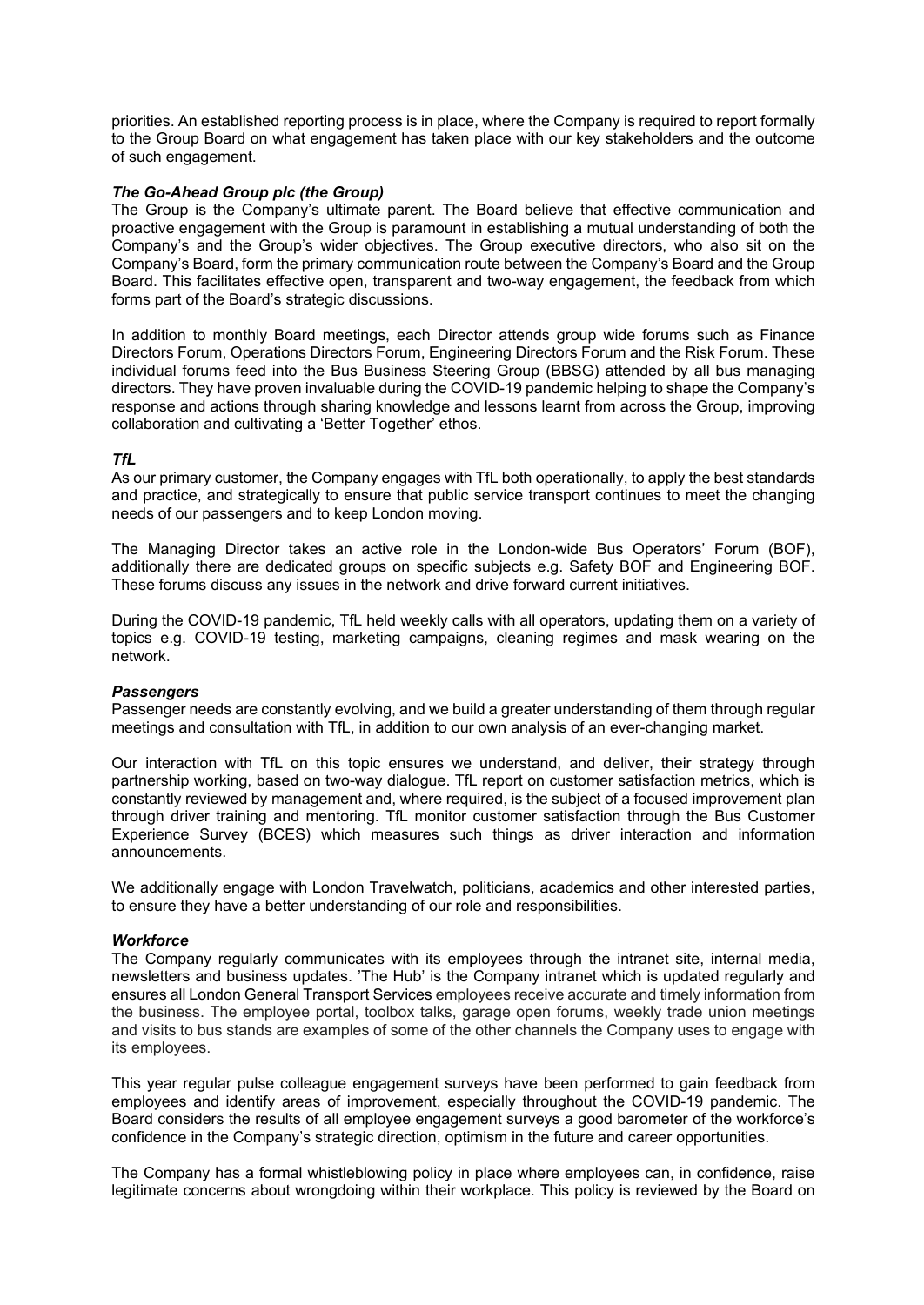priorities. An established reporting process is in place, where the Company is required to report formally to the Group Board on what engagement has taken place with our key stakeholders and the outcome of such engagement.

***The Go-Ahead Group plc (the Group)***

The Group is the Company's ultimate parent. The Board believe that effective communication and proactive engagement with the Group is paramount in establishing a mutual understanding of both the Company's and the Group's wider objectives. The Group executive directors, who also sit on the Company's Board, form the primary communication route between the Company's Board and the Group Board. This facilitates effective open, transparent and two-way engagement, the feedback from which forms part of the Board's strategic discussions.

In addition to monthly Board meetings, each Director attends group wide forums such as Finance Directors Forum, Operations Directors Forum, Engineering Directors Forum and the Risk Forum. These individual forums feed into the Bus Business Steering Group (BBSG) attended by all bus managing directors. They have proven invaluable during the COVID-19 pandemic helping to shape the Company's response and actions through sharing knowledge and lessons learnt from across the Group, improving collaboration and cultivating a 'Better Together' ethos.

***TfL***

As our primary customer, the Company engages with TfL both operationally, to apply the best standards and practice, and strategically to ensure that public service transport continues to meet the changing needs of our passengers and to keep London moving.

The Managing Director takes an active role in the London-wide Bus Operators' Forum (BOF), additionally there are dedicated groups on specific subjects e.g. Safety BOF and Engineering BOF. These forums discuss any issues in the network and drive forward current initiatives.

During the COVID-19 pandemic, TfL held weekly calls with all operators, updating them on a variety of topics e.g. COVID-19 testing, marketing campaigns, cleaning regimes and mask wearing on the network.

***Passengers***

Passenger needs are constantly evolving, and we build a greater understanding of them through regular meetings and consultation with TfL, in addition to our own analysis of an ever-changing market.

Our interaction with TfL on this topic ensures we understand, and deliver, their strategy through partnership working, based on two-way dialogue. TfL report on customer satisfaction metrics, which is constantly reviewed by management and, where required, is the subject of a focused improvement plan through driver training and mentoring. TfL monitor customer satisfaction through the Bus Customer Experience Survey (BCES) which measures such things as driver interaction and information announcements.

We additionally engage with London Travelwatch, politicians, academics and other interested parties, to ensure they have a better understanding of our role and responsibilities.

***Workforce***

The Company regularly communicates with its employees through the intranet site, internal media, newsletters and business updates. 'The Hub' is the Company intranet which is updated regularly and ensures all London General Transport Services employees receive accurate and timely information from the business. The employee portal, toolbox talks, garage open forums, weekly trade union meetings and visits to bus stands are examples of some of the other channels the Company uses to engage with its employees.

This year regular pulse colleague engagement surveys have been performed to gain feedback from employees and identify areas of improvement, especially throughout the COVID-19 pandemic. The Board considers the results of all employee engagement surveys a good barometer of the workforce's confidence in the Company's strategic direction, optimism in the future and career opportunities.

The Company has a formal whistleblowing policy in place where employees can, in confidence, raise legitimate concerns about wrongdoing within their workplace. This policy is reviewed by the Board on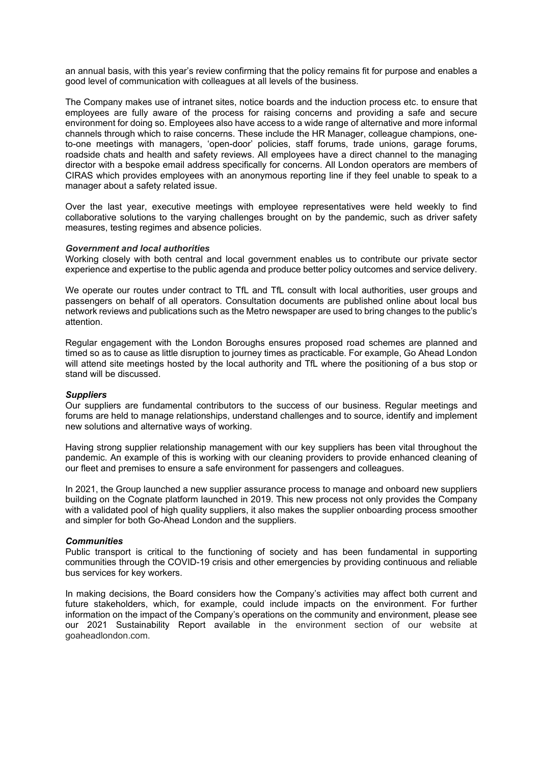an annual basis, with this year's review confirming that the policy remains fit for purpose and enables a good level of communication with colleagues at all levels of the business.

The Company makes use of intranet sites, notice boards and the induction process etc. to ensure that employees are fully aware of the process for raising concerns and providing a safe and secure environment for doing so. Employees also have access to a wide range of alternative and more informal channels through which to raise concerns. These include the HR Manager, colleague champions, one-to-one meetings with managers, 'open-door' policies, staff forums, trade unions, garage forums, roadside chats and health and safety reviews. All employees have a direct channel to the managing director with a bespoke email address specifically for concerns. All London operators are members of CIRAS which provides employees with an anonymous reporting line if they feel unable to speak to a manager about a safety related issue.

Over the last year, executive meetings with employee representatives were held weekly to find collaborative solutions to the varying challenges brought on by the pandemic, such as driver safety measures, testing regimes and absence policies.

***Government and local authorities***

Working closely with both central and local government enables us to contribute our private sector experience and expertise to the public agenda and produce better policy outcomes and service delivery.

We operate our routes under contract to TfL and TfL consult with local authorities, user groups and passengers on behalf of all operators. Consultation documents are published online about local bus network reviews and publications such as the Metro newspaper are used to bring changes to the public's attention.

Regular engagement with the London Boroughs ensures proposed road schemes are planned and timed so as to cause as little disruption to journey times as practicable. For example, Go Ahead London will attend site meetings hosted by the local authority and TfL where the positioning of a bus stop or stand will be discussed.

***Suppliers***

Our suppliers are fundamental contributors to the success of our business. Regular meetings and forums are held to manage relationships, understand challenges and to source, identify and implement new solutions and alternative ways of working.

Having strong supplier relationship management with our key suppliers has been vital throughout the pandemic. An example of this is working with our cleaning providers to provide enhanced cleaning of our fleet and premises to ensure a safe environment for passengers and colleagues.

In 2021, the Group launched a new supplier assurance process to manage and onboard new suppliers building on the Cognate platform launched in 2019. This new process not only provides the Company with a validated pool of high quality suppliers, it also makes the supplier onboarding process smoother and simpler for both Go-Ahead London and the suppliers.

***Communities***

Public transport is critical to the functioning of society and has been fundamental in supporting communities through the COVID-19 crisis and other emergencies by providing continuous and reliable bus services for key workers.

In making decisions, the Board considers how the Company's activities may affect both current and future stakeholders, which, for example, could include impacts on the environment. For further information on the impact of the Company's operations on the community and environment, please see our 2021 Sustainability Report available in the environment section of our website at goaheadlondon.com.